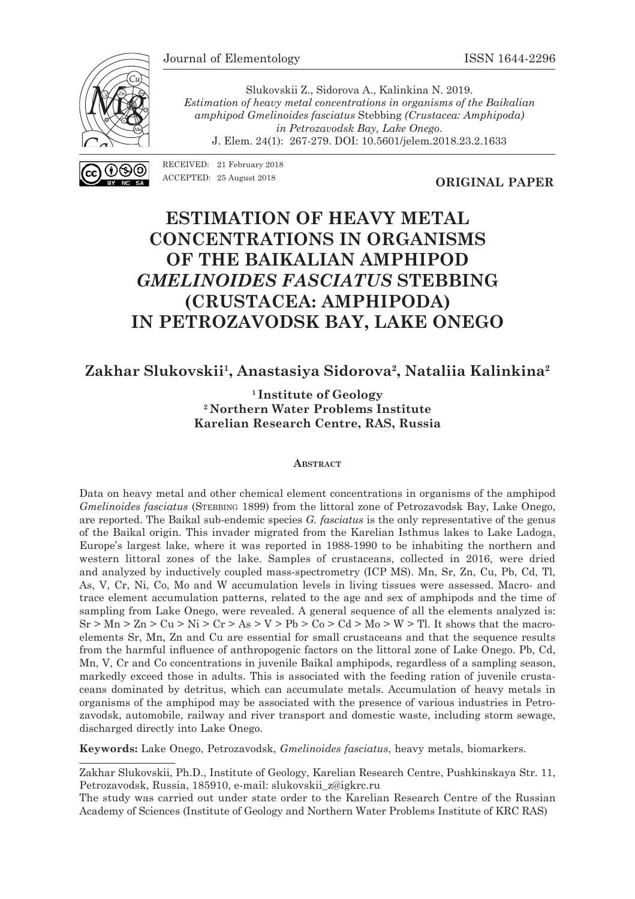Journal of Elementology ISSN 1644-2296

Slukovskii Z., Sidorova A., Kalinkina N. 2019.
*Estimation of heavy metal concentrations in organisms of the Baikalian amphipod Gmelinoides fasciatus* Stebbing *(Crustacea: Amphipoda) in Petrozavodsk Bay, Lake Onego*.
J. Elem. 24(1): 267-279. DOI: 10.5601/jelem.2018.23.2.1633

RECEIVED: 21 February 2018
ACCEPTED: 25 August 2018

**ORIGINAL PAPER**

# ESTIMATION OF HEAVY METAL CONCENTRATIONS IN ORGANISMS OF THE BAIKALIAN AMPHIPOD *GMELINOIDES FASCIATUS* STEBBING (CRUSTACEA: AMPHIPODA) IN PETROZAVODSK BAY, LAKE ONEGO

**Zakhar Slukovskii[1], Anastasiya Sidorova[2], Nataliia Kalinkina[2]**

**[1] Institute of Geology**
**[2] Northern Water Problems Institute**
**Karelian Research Centre, RAS, Russia**

## Abstract

Data on heavy metal and other chemical element concentrations in organisms of the amphipod *Gmelinoides fasciatus* (Stebbing 1899) from the littoral zone of Petrozavodsk Bay, Lake Onego, are reported. The Baikal sub-endemic species *G. fasciatus* is the only representative of the genus of the Baikal origin. This invader migrated from the Karelian Isthmus lakes to Lake Ladoga, Europe's largest lake, where it was reported in 1988-1990 to be inhabiting the northern and western littoral zones of the lake. Samples of crustaceans, collected in 2016, were dried and analyzed by inductively coupled mass-spectrometry (ICP MS). Mn, Sr, Zn, Cu, Pb, Cd, Tl, As, V, Cr, Ni, Co, Mo and W accumulation levels in living tissues were assessed. Macro- and trace element accumulation patterns, related to the age and sex of amphipods and the time of sampling from Lake Onego, were revealed. A general sequence of all the elements analyzed is: Sr > Mn > Zn > Cu > Ni > Cr > As > V > Pb > Co > Cd > Mo > W > Tl. It shows that the macroelements Sr, Mn, Zn and Cu are essential for small crustaceans and that the sequence results from the harmful influence of anthropogenic factors on the littoral zone of Lake Onego. Pb, Cd, Mn, V, Cr and Co concentrations in juvenile Baikal amphipods, regardless of a sampling season, markedly exceed those in adults. This is associated with the feeding ration of juvenile crustaceans dominated by detritus, which can accumulate metals. Accumulation of heavy metals in organisms of the amphipod may be associated with the presence of various industries in Petrozavodsk, automobile, railway and river transport and domestic waste, including storm sewage, discharged directly into Lake Onego.

**Keywords:** Lake Onego, Petrozavodsk, *Gmelinoides fasciatus*, heavy metals, biomarkers.

---

Zakhar Slukovskii, Ph.D., Institute of Geology, Karelian Research Centre, Pushkinskaya Str. 11, Petrozavodsk, Russia, 185910, e-mail: slukovskii_z@igkrc.ru

The study was carried out under state order to the Karelian Research Centre of the Russian Academy of Sciences (Institute of Geology and Northern Water Problems Institute of KRC RAS)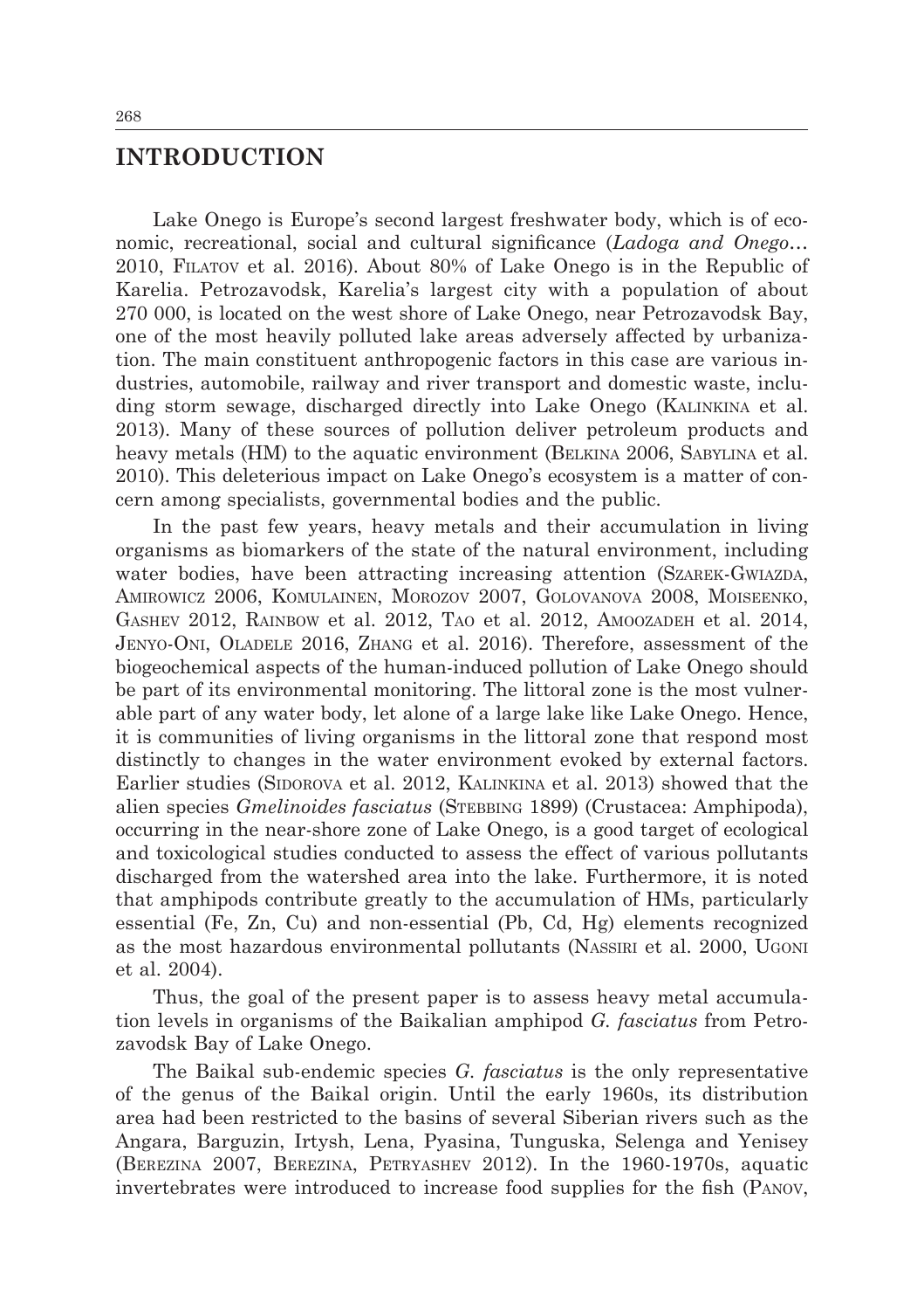## INTRODUCTION

Lake Onego is Europe's second largest freshwater body, which is of economic, recreational, social and cultural significance (*Ladoga and Onego…* 2010, Filatov et al. 2016). About 80% of Lake Onego is in the Republic of Karelia. Petrozavodsk, Karelia's largest city with a population of about 270 000, is located on the west shore of Lake Onego, near Petrozavodsk Bay, one of the most heavily polluted lake areas adversely affected by urbanization. The main constituent anthropogenic factors in this case are various industries, automobile, railway and river transport and domestic waste, including storm sewage, discharged directly into Lake Onego (Kalinkina et al. 2013). Many of these sources of pollution deliver petroleum products and heavy metals (HM) to the aquatic environment (Belkina 2006, Sabylina et al. 2010). This deleterious impact on Lake Onego's ecosystem is a matter of concern among specialists, governmental bodies and the public.

In the past few years, heavy metals and their accumulation in living organisms as biomarkers of the state of the natural environment, including water bodies, have been attracting increasing attention (Szarek-Gwiazda, Amirowicz 2006, Komulainen, Morozov 2007, Golovanova 2008, Moiseenko, Gashev 2012, Rainbow et al. 2012, Tao et al. 2012, Amoozadeh et al. 2014, Jenyo-Oni, Oladele 2016, Zhang et al. 2016). Therefore, assessment of the biogeochemical aspects of the human-induced pollution of Lake Onego should be part of its environmental monitoring. The littoral zone is the most vulnerable part of any water body, let alone of a large lake like Lake Onego. Hence, it is communities of living organisms in the littoral zone that respond most distinctly to changes in the water environment evoked by external factors. Earlier studies (Sidorova et al. 2012, Kalinkina et al. 2013) showed that the alien species *Gmelinoides fasciatus* (Stebbing 1899) (Crustacea: Amphipoda), occurring in the near-shore zone of Lake Onego, is a good target of ecological and toxicological studies conducted to assess the effect of various pollutants discharged from the watershed area into the lake. Furthermore, it is noted that amphipods contribute greatly to the accumulation of HMs, particularly essential (Fe, Zn, Cu) and non-essential (Pb, Cd, Hg) elements recognized as the most hazardous environmental pollutants (Nassiri et al. 2000, Ugoni et al. 2004).

Thus, the goal of the present paper is to assess heavy metal accumulation levels in organisms of the Baikalian amphipod *G. fasciatus* from Petrozavodsk Bay of Lake Onego.

The Baikal sub-endemic species *G. fasciatus* is the only representative of the genus of the Baikal origin. Until the early 1960s, its distribution area had been restricted to the basins of several Siberian rivers such as the Angara, Barguzin, Irtysh, Lena, Pyasina, Tunguska, Selenga and Yenisey (Berezina 2007, Berezina, Petryashev 2012). In the 1960-1970s, aquatic invertebrates were introduced to increase food supplies for the fish (Panov,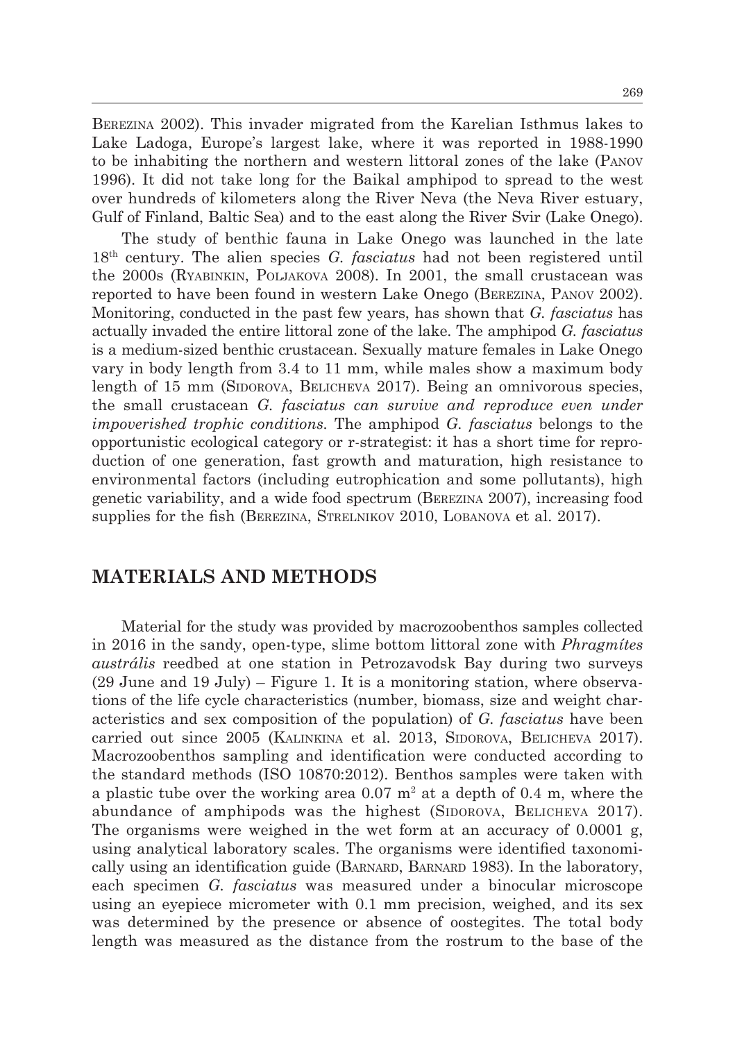Berezina 2002). This invader migrated from the Karelian Isthmus lakes to Lake Ladoga, Europe's largest lake, where it was reported in 1988-1990 to be inhabiting the northern and western littoral zones of the lake (Panov 1996). It did not take long for the Baikal amphipod to spread to the west over hundreds of kilometers along the River Neva (the Neva River estuary, Gulf of Finland, Baltic Sea) and to the east along the River Svir (Lake Onego).

The study of benthic fauna in Lake Onego was launched in the late 18[th] century. The alien species *G. fasciatus* had not been registered until the 2000s (Ryabinkin, Poljakova 2008). In 2001, the small crustacean was reported to have been found in western Lake Onego (Berezina, Panov 2002). Monitoring, conducted in the past few years, has shown that *G. fasciatus* has actually invaded the entire littoral zone of the lake. The amphipod *G. fasciatus* is a medium-sized benthic crustacean. Sexually mature females in Lake Onego vary in body length from 3.4 to 11 mm, while males show a maximum body length of 15 mm (Sidorova, Belicheva 2017). Being an omnivorous species, the small crustacean *G. fasciatus can survive and reproduce even under impoverished trophic conditions.* The amphipod *G. fasciatus* belongs to the opportunistic ecological category or r-strategist: it has a short time for reproduction of one generation, fast growth and maturation, high resistance to environmental factors (including eutrophication and some pollutants), high genetic variability, and a wide food spectrum (Berezina 2007), increasing food supplies for the fish (Berezina, Strelnikov 2010, Lobanova et al. 2017).

## MATERIALS AND METHODS

Material for the study was provided by macrozoobenthos samples collected in 2016 in the sandy, open-type, slime bottom littoral zone with *Phragmítes austrális* reedbed at one station in Petrozavodsk Bay during two surveys (29 June and 19 July) – Figure 1. It is a monitoring station, where observations of the life cycle characteristics (number, biomass, size and weight characteristics and sex composition of the population) of *G. fasciatus* have been carried out since 2005 (Kalinkina et al. 2013, Sidorova, Belicheva 2017). Macrozoobenthos sampling and identification were conducted according to the standard methods (ISO 10870:2012). Benthos samples were taken with a plastic tube over the working area 0.07 $m^2$ at a depth of 0.4 m, where the abundance of amphipods was the highest (Sidorova, Belicheva 2017). The organisms were weighed in the wet form at an accuracy of 0.0001 g, using analytical laboratory scales. The organisms were identified taxonomically using an identification guide (Barnard, Barnard 1983). In the laboratory, each specimen *G. fasciatus* was measured under a binocular microscope using an eyepiece micrometer with 0.1 mm precision, weighed, and its sex was determined by the presence or absence of oostegites. The total body length was measured as the distance from the rostrum to the base of the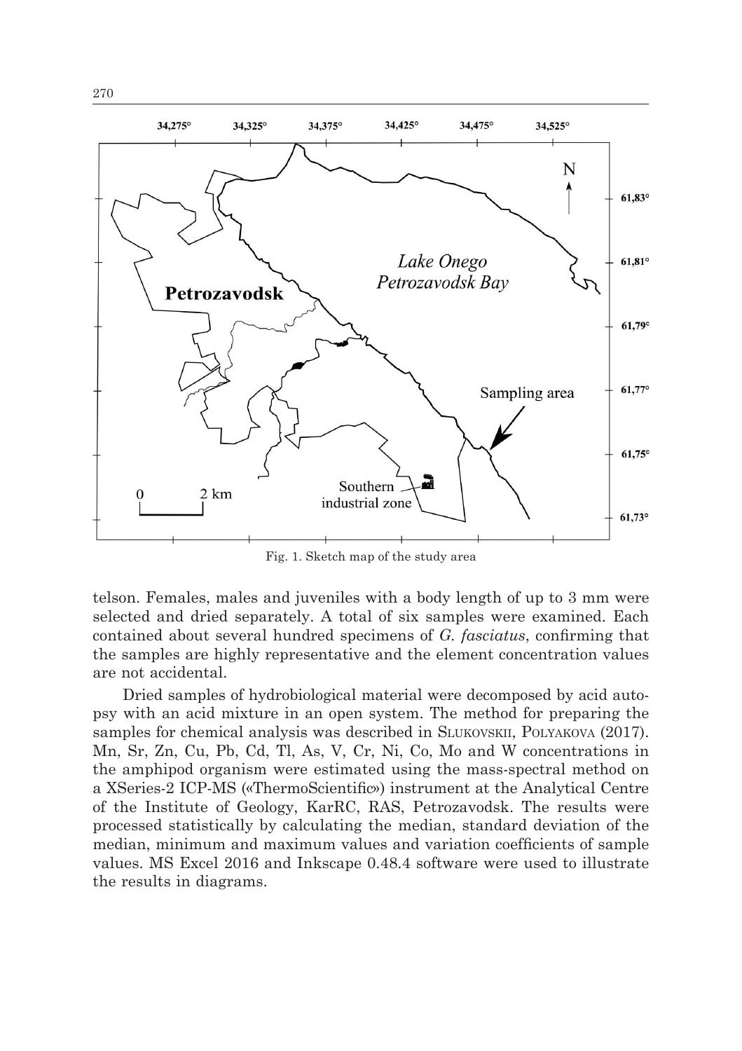Fig. 1. Sketch map of the study area

telson. Females, males and juveniles with a body length of up to 3 mm were selected and dried separately. A total of six samples were examined. Each contained about several hundred specimens of *G. fasciatus*, confirming that the samples are highly representative and the element concentration values are not accidental.

Dried samples of hydrobiological material were decomposed by acid autopsy with an acid mixture in an open system. The method for preparing the samples for chemical analysis was described in Slukovskii, Polyakova (2017). Mn, Sr, Zn, Cu, Pb, Cd, Tl, As, V, Cr, Ni, Co, Mo and W concentrations in the amphipod organism were estimated using the mass-spectral method on a XSeries-2 ICP-MS («ThermoScientific») instrument at the Analytical Centre of the Institute of Geology, KarRC, RAS, Petrozavodsk. The results were processed statistically by calculating the median, standard deviation of the median, minimum and maximum values and variation coefficients of sample values. MS Excel 2016 and Inkscape 0.48.4 software were used to illustrate the results in diagrams.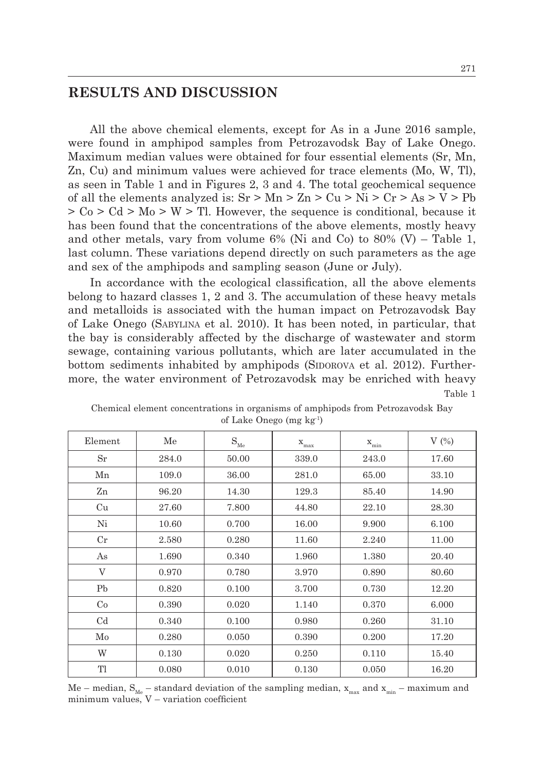## RESULTS AND DISCUSSION

All the above chemical elements, except for As in a June 2016 sample, were found in amphipod samples from Petrozavodsk Bay of Lake Onego. Maximum median values were obtained for four essential elements (Sr, Mn, Zn, Cu) and minimum values were achieved for trace elements (Mo, W, Tl), as seen in Table 1 and in Figures 2, 3 and 4. The total geochemical sequence of all the elements analyzed is: Sr > Mn > Zn > Cu > Ni > Cr > As > V > Pb > Co > Cd > Mo > W > Tl. However, the sequence is conditional, because it has been found that the concentrations of the above elements, mostly heavy and other metals, vary from volume 6% (Ni and Co) to 80% (V) – Table 1, last column. These variations depend directly on such parameters as the age and sex of the amphipods and sampling season (June or July).

In accordance with the ecological classification, all the above elements belong to hazard classes 1, 2 and 3. The accumulation of these heavy metals and metalloids is associated with the human impact on Petrozavodsk Bay of Lake Onego (Sabylina et al. 2010). It has been noted, in particular, that the bay is considerably affected by the discharge of wastewater and storm sewage, containing various pollutants, which are later accumulated in the bottom sediments inhabited by amphipods (Sidorova et al. 2012). Furthermore, the water environment of Petrozavodsk may be enriched with heavy

Table 1

Chemical element concentrations in organisms of amphipods from Petrozavodsk Bay of Lake Onego (mg kg$^{-1}$)

| Element | Me | $S_{Me}$ | $x_{max}$ | $x_{min}$ | V (%) |
|---|---|---|---|---|---|
| Sr | 284.0 | 50.00 | 339.0 | 243.0 | 17.60 |
| Mn | 109.0 | 36.00 | 281.0 | 65.00 | 33.10 |
| Zn | 96.20 | 14.30 | 129.3 | 85.40 | 14.90 |
| Cu | 27.60 | 7.800 | 44.80 | 22.10 | 28.30 |
| Ni | 10.60 | 0.700 | 16.00 | 9.900 | 6.100 |
| Cr | 2.580 | 0.280 | 11.60 | 2.240 | 11.00 |
| As | 1.690 | 0.340 | 1.960 | 1.380 | 20.40 |
| V | 0.970 | 0.780 | 3.970 | 0.890 | 80.60 |
| Pb | 0.820 | 0.100 | 3.700 | 0.730 | 12.20 |
| Co | 0.390 | 0.020 | 1.140 | 0.370 | 6.000 |
| Cd | 0.340 | 0.100 | 0.980 | 0.260 | 31.10 |
| Mo | 0.280 | 0.050 | 0.390 | 0.200 | 17.20 |
| W | 0.130 | 0.020 | 0.250 | 0.110 | 15.40 |
| Tl | 0.080 | 0.010 | 0.130 | 0.050 | 16.20 |

Me – median, $S_{Me}$ – standard deviation of the sampling median, $x_{max}$ and $x_{min}$ – maximum and minimum values, V – variation coefficient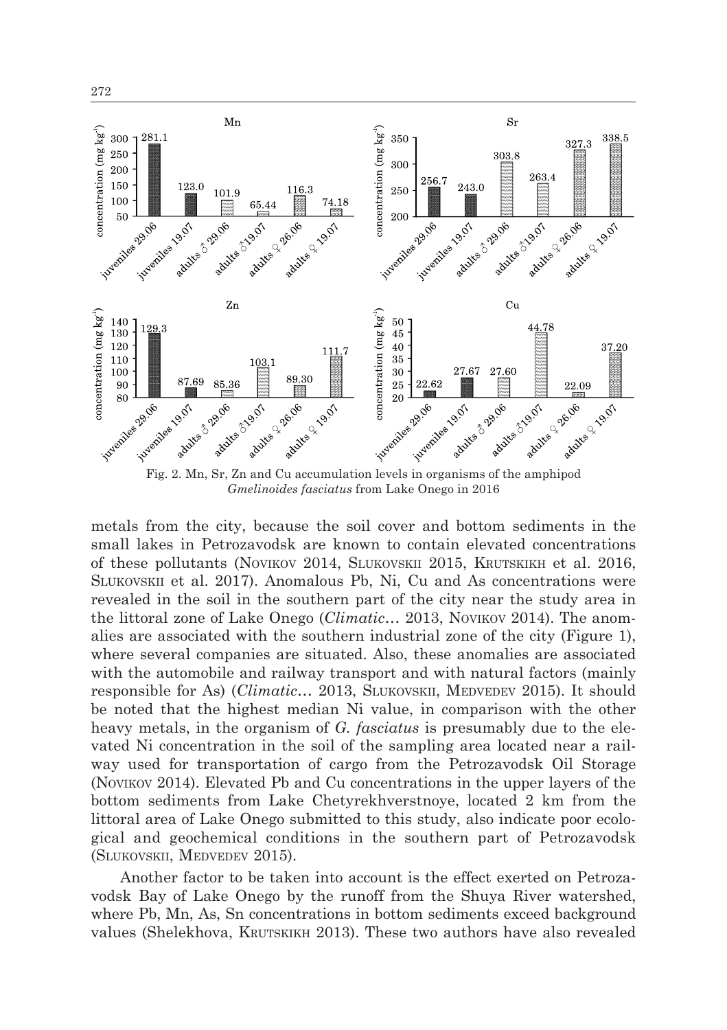Fig. 2. Mn, Sr, Zn and Cu accumulation levels in organisms of the amphipod *Gmelinoides fasciatus* from Lake Onego in 2016

metals from the city, because the soil cover and bottom sediments in the small lakes in Petrozavodsk are known to contain elevated concentrations of these pollutants (Novikov 2014, Slukovskii 2015, Krutskikh et al. 2016, Slukovskii et al. 2017). Anomalous Pb, Ni, Cu and As concentrations were revealed in the soil in the southern part of the city near the study area in the littoral zone of Lake Onego (*Climatic…* 2013, Novikov 2014). The anomalies are associated with the southern industrial zone of the city (Figure 1), where several companies are situated. Also, these anomalies are associated with the automobile and railway transport and with natural factors (mainly responsible for As) (*Climatic…* 2013, Slukovskii, Medvedev 2015). It should be noted that the highest median Ni value, in comparison with the other heavy metals, in the organism of *G. fasciatus* is presumably due to the elevated Ni concentration in the soil of the sampling area located near a railway used for transportation of cargo from the Petrozavodsk Oil Storage (Novikov 2014). Elevated Pb and Cu concentrations in the upper layers of the bottom sediments from Lake Chetyrekhverstnoye, located 2 km from the littoral area of Lake Onego submitted to this study, also indicate poor ecological and geochemical conditions in the southern part of Petrozavodsk (Slukovskii, Medvedev 2015).

Another factor to be taken into account is the effect exerted on Petrozavodsk Bay of Lake Onego by the runoff from the Shuya River watershed, where Pb, Mn, As, Sn concentrations in bottom sediments exceed background values (Shelekhova, Krutskikh 2013). These two authors have also revealed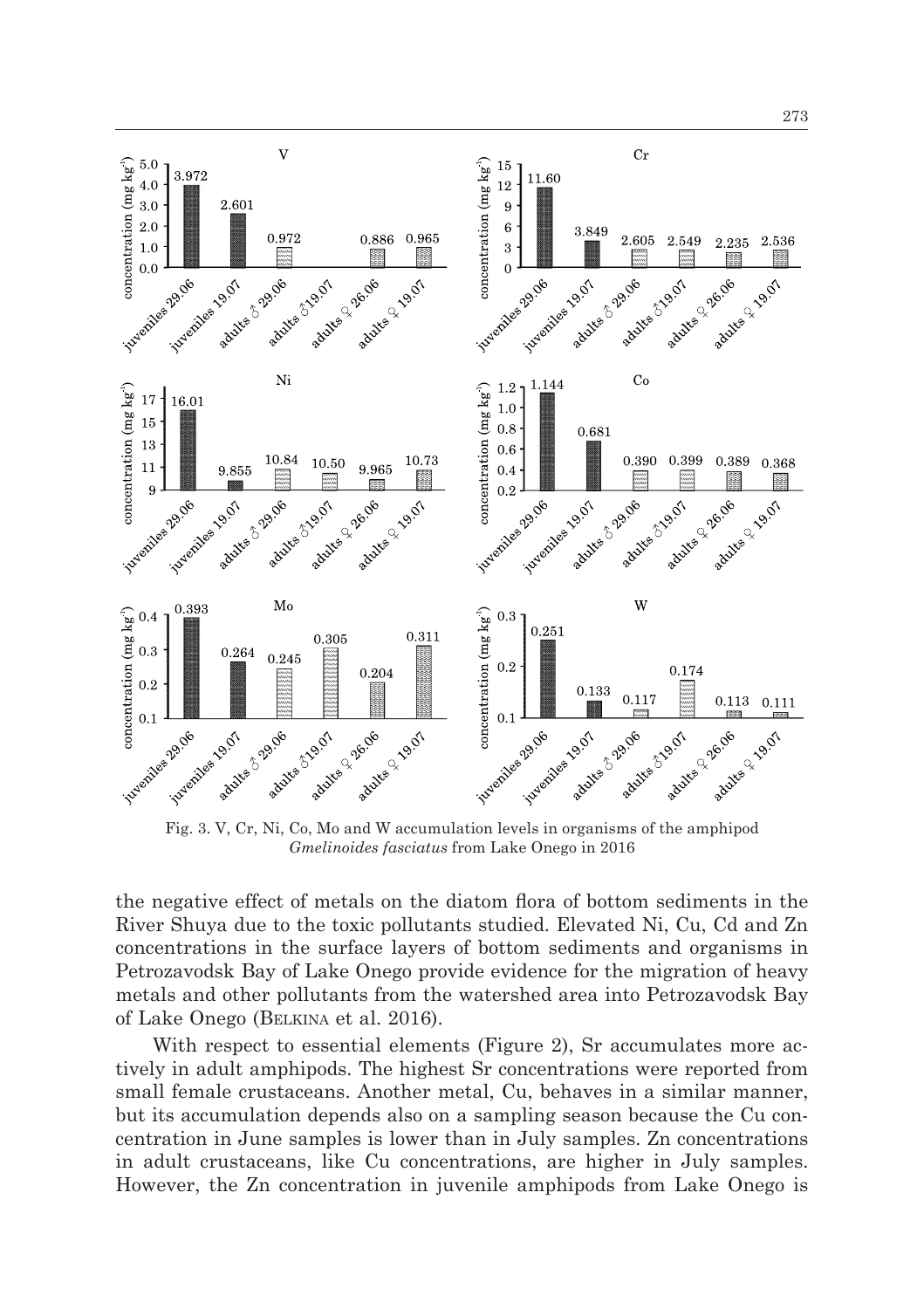Fig. 3. V, Cr, Ni, Co, Mo and W accumulation levels in organisms of the amphipod *Gmelinoides fasciatus* from Lake Onego in 2016

the negative effect of metals on the diatom flora of bottom sediments in the River Shuya due to the toxic pollutants studied. Elevated Ni, Cu, Cd and Zn concentrations in the surface layers of bottom sediments and organisms in Petrozavodsk Bay of Lake Onego provide evidence for the migration of heavy metals and other pollutants from the watershed area into Petrozavodsk Bay of Lake Onego (Belkina et al. 2016).

With respect to essential elements (Figure 2), Sr accumulates more actively in adult amphipods. The highest Sr concentrations were reported from small female crustaceans. Another metal, Cu, behaves in a similar manner, but its accumulation depends also on a sampling season because the Cu concentration in June samples is lower than in July samples. Zn concentrations in adult crustaceans, like Cu concentrations, are higher in July samples. However, the Zn concentration in juvenile amphipods from Lake Onego is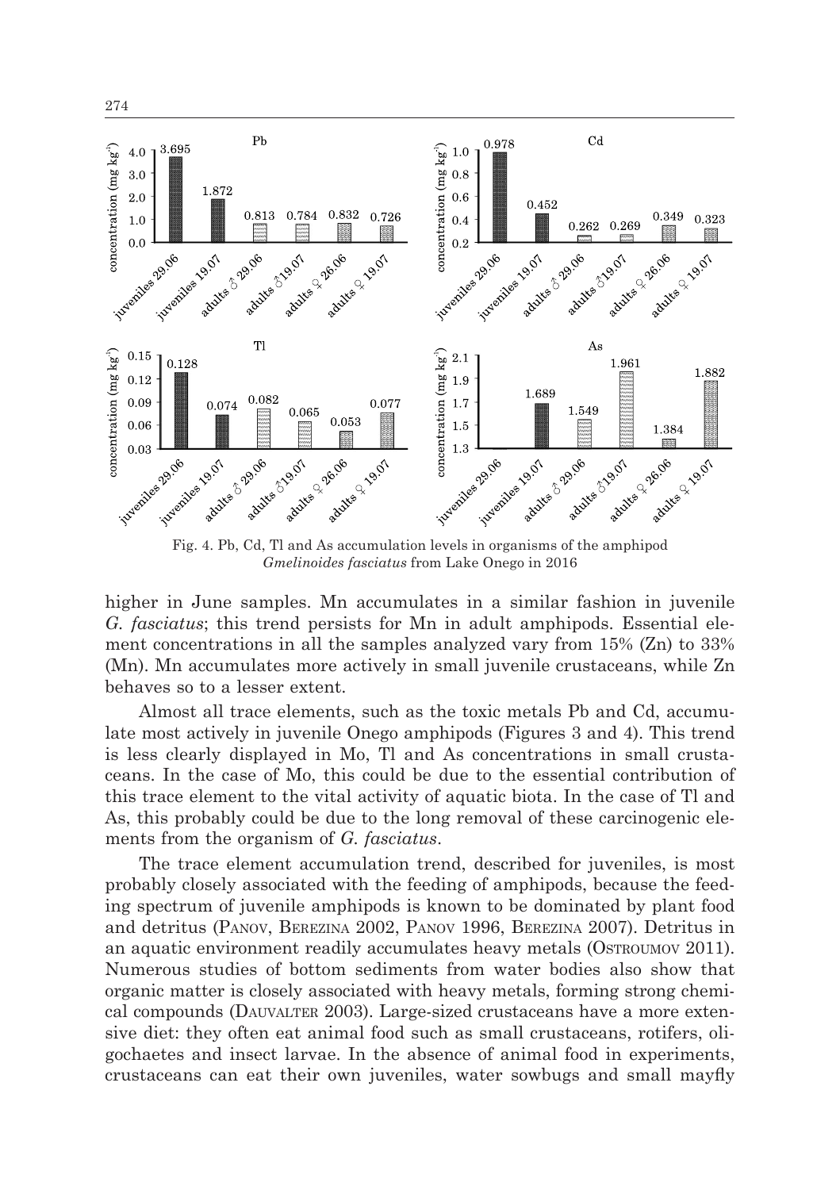Fig. 4. Pb, Cd, Tl and As accumulation levels in organisms of the amphipod *Gmelinoides fasciatus* from Lake Onego in 2016

higher in June samples. Mn accumulates in a similar fashion in juvenile *G. fasciatus*; this trend persists for Mn in adult amphipods. Essential element concentrations in all the samples analyzed vary from 15% (Zn) to 33% (Mn). Mn accumulates more actively in small juvenile crustaceans, while Zn behaves so to a lesser extent.

Almost all trace elements, such as the toxic metals Pb and Cd, accumulate most actively in juvenile Onego amphipods (Figures 3 and 4). This trend is less clearly displayed in Mo, Tl and As concentrations in small crustaceans. In the case of Mo, this could be due to the essential contribution of this trace element to the vital activity of aquatic biota. In the case of Tl and As, this probably could be due to the long removal of these carcinogenic elements from the organism of *G. fasciatus*.

The trace element accumulation trend, described for juveniles, is most probably closely associated with the feeding of amphipods, because the feeding spectrum of juvenile amphipods is known to be dominated by plant food and detritus (PANOV, BEREZINA 2002, PANOV 1996, BEREZINA 2007). Detritus in an aquatic environment readily accumulates heavy metals (OSTROUMOV 2011). Numerous studies of bottom sediments from water bodies also show that organic matter is closely associated with heavy metals, forming strong chemical compounds (DAUVALTER 2003). Large-sized crustaceans have a more extensive diet: they often eat animal food such as small crustaceans, rotifers, oligochaetes and insect larvae. In the absence of animal food in experiments, crustaceans can eat their own juveniles, water sowbugs and small mayfly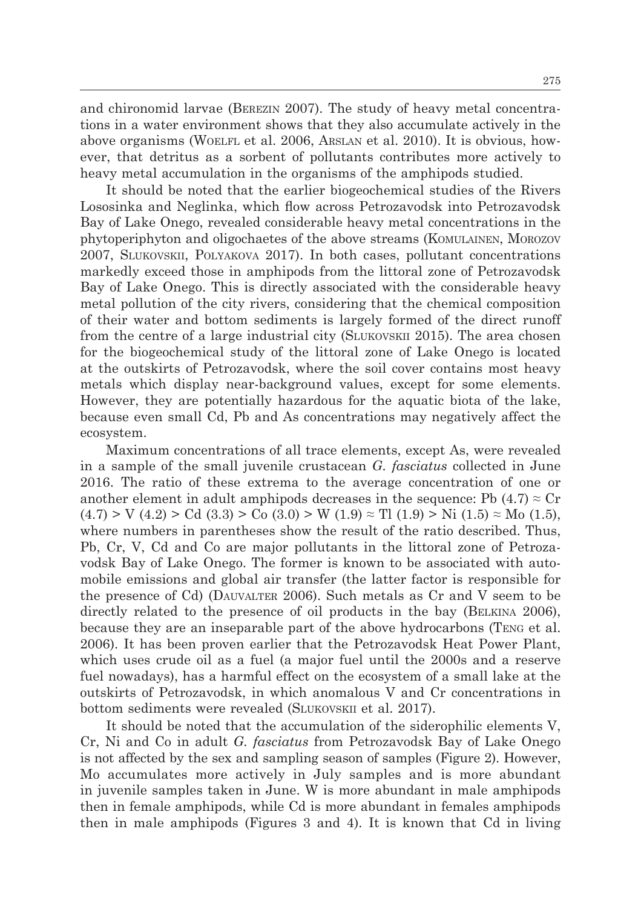and chironomid larvae (Berezin 2007). The study of heavy metal concentrations in a water environment shows that they also accumulate actively in the above organisms (Woelfl et al. 2006, Arslan et al. 2010). It is obvious, however, that detritus as a sorbent of pollutants contributes more actively to heavy metal accumulation in the organisms of the amphipods studied.

It should be noted that the earlier biogeochemical studies of the Rivers Lososinka and Neglinka, which flow across Petrozavodsk into Petrozavodsk Bay of Lake Onego, revealed considerable heavy metal concentrations in the phytoperiphyton and oligochaetes of the above streams (Komulainen, Morozov 2007, Slukovskii, Polyakova 2017). In both cases, pollutant concentrations markedly exceed those in amphipods from the littoral zone of Petrozavodsk Bay of Lake Onego. This is directly associated with the considerable heavy metal pollution of the city rivers, considering that the chemical composition of their water and bottom sediments is largely formed of the direct runoff from the centre of a large industrial city (Slukovskii 2015). The area chosen for the biogeochemical study of the littoral zone of Lake Onego is located at the outskirts of Petrozavodsk, where the soil cover contains most heavy metals which display near-background values, except for some elements. However, they are potentially hazardous for the aquatic biota of the lake, because even small Cd, Pb and As concentrations may negatively affect the ecosystem.

Maximum concentrations of all trace elements, except As, were revealed in a sample of the small juvenile crustacean *G. fasciatus* collected in June 2016. The ratio of these extrema to the average concentration of one or another element in adult amphipods decreases in the sequence: Pb (4.7) $\approx$ Cr (4.7) > V (4.2) > Cd (3.3) > Co (3.0) > W (1.9) $\approx$ Tl (1.9) > Ni (1.5) $\approx$ Mo (1.5), where numbers in parentheses show the result of the ratio described. Thus, Pb, Cr, V, Cd and Co are major pollutants in the littoral zone of Petrozavodsk Bay of Lake Onego. The former is known to be associated with automobile emissions and global air transfer (the latter factor is responsible for the presence of Cd) (Dauvalter 2006). Such metals as Cr and V seem to be directly related to the presence of oil products in the bay (Belkina 2006), because they are an inseparable part of the above hydrocarbons (Teng et al. 2006). It has been proven earlier that the Petrozavodsk Heat Power Plant, which uses crude oil as a fuel (a major fuel until the 2000s and a reserve fuel nowadays), has a harmful effect on the ecosystem of a small lake at the outskirts of Petrozavodsk, in which anomalous V and Cr concentrations in bottom sediments were revealed (Slukovskii et al. 2017).

It should be noted that the accumulation of the siderophilic elements V, Cr, Ni and Co in adult *G. fasciatus* from Petrozavodsk Bay of Lake Onego is not affected by the sex and sampling season of samples (Figure 2). However, Mo accumulates more actively in July samples and is more abundant in juvenile samples taken in June. W is more abundant in male amphipods then in female amphipods, while Cd is more abundant in females amphipods then in male amphipods (Figures 3 and 4). It is known that Cd in living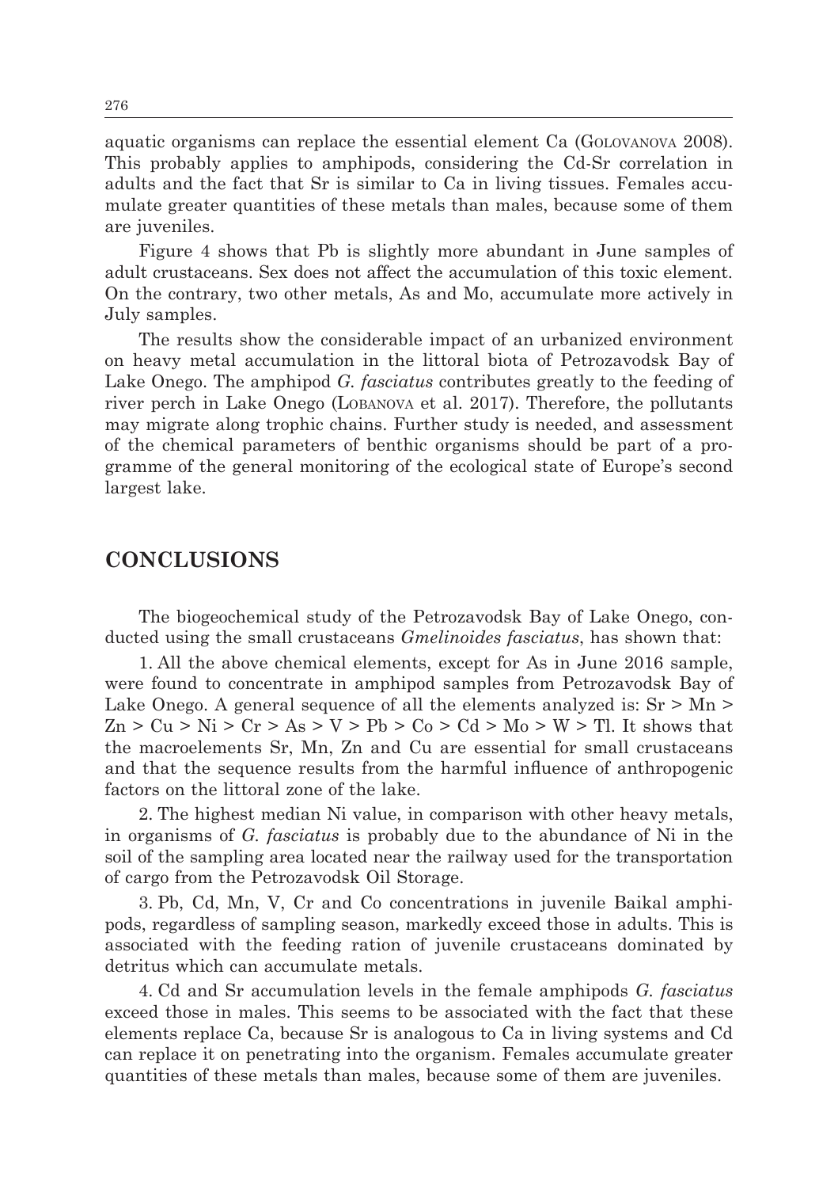aquatic organisms can replace the essential element Ca (Golovanova 2008). This probably applies to amphipods, considering the Cd-Sr correlation in adults and the fact that Sr is similar to Ca in living tissues. Females accumulate greater quantities of these metals than males, because some of them are juveniles.

Figure 4 shows that Pb is slightly more abundant in June samples of adult crustaceans. Sex does not affect the accumulation of this toxic element. On the contrary, two other metals, As and Mo, accumulate more actively in July samples.

The results show the considerable impact of an urbanized environment on heavy metal accumulation in the littoral biota of Petrozavodsk Bay of Lake Onego. The amphipod *G. fasciatus* contributes greatly to the feeding of river perch in Lake Onego (Lobanova et al. 2017). Therefore, the pollutants may migrate along trophic chains. Further study is needed, and assessment of the chemical parameters of benthic organisms should be part of a programme of the general monitoring of the ecological state of Europe's second largest lake.

## CONCLUSIONS

The biogeochemical study of the Petrozavodsk Bay of Lake Onego, conducted using the small crustaceans *Gmelinoides fasciatus*, has shown that:

1. All the above chemical elements, except for As in June 2016 sample, were found to concentrate in amphipod samples from Petrozavodsk Bay of Lake Onego. A general sequence of all the elements analyzed is: Sr > Mn > Zn > Cu > Ni > Cr > As > V > Pb > Co > Cd > Mo > W > Tl. It shows that the macroelements Sr, Mn, Zn and Cu are essential for small crustaceans and that the sequence results from the harmful influence of anthropogenic factors on the littoral zone of the lake.

2. The highest median Ni value, in comparison with other heavy metals, in organisms of *G. fasciatus* is probably due to the abundance of Ni in the soil of the sampling area located near the railway used for the transportation of cargo from the Petrozavodsk Oil Storage.

3. Pb, Cd, Mn, V, Cr and Co concentrations in juvenile Baikal amphipods, regardless of sampling season, markedly exceed those in adults. This is associated with the feeding ration of juvenile crustaceans dominated by detritus which can accumulate metals.

4. Cd and Sr accumulation levels in the female amphipods *G. fasciatus* exceed those in males. This seems to be associated with the fact that these elements replace Ca, because Sr is analogous to Ca in living systems and Cd can replace it on penetrating into the organism. Females accumulate greater quantities of these metals than males, because some of them are juveniles.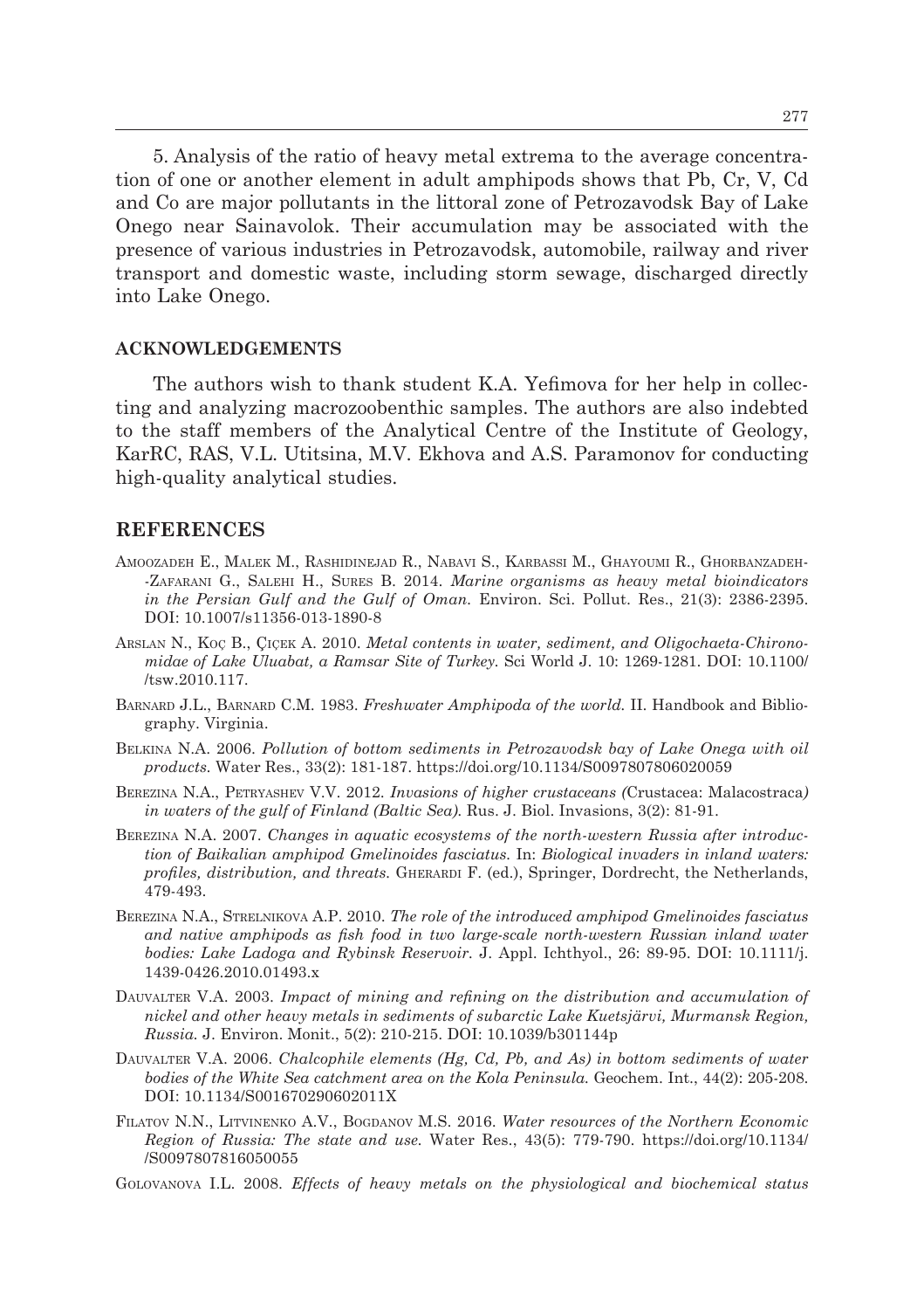5. Analysis of the ratio of heavy metal extrema to the average concentration of one or another element in adult amphipods shows that Pb, Cr, V, Cd and Co are major pollutants in the littoral zone of Petrozavodsk Bay of Lake Onego near Sainavolok. Their accumulation may be associated with the presence of various industries in Petrozavodsk, automobile, railway and river transport and domestic waste, including storm sewage, discharged directly into Lake Onego.

## ACKNOWLEDGEMENTS

The authors wish to thank student K.A. Yefimova for her help in collecting and analyzing macrozoobenthic samples. The authors are also indebted to the staff members of the Analytical Centre of the Institute of Geology, KarRC, RAS, V.L. Utitsina, M.V. Ekhova and A.S. Paramonov for conducting high-quality analytical studies.

## REFERENCES

Amoozadeh E., Malek M., Rashidinejad R., Nabavi S., Karbassi M., Ghayoumi R., Ghorbanzadeh-Zafarani G., Salehi H., Sures B. 2014. *Marine organisms as heavy metal bioindicators in the Persian Gulf and the Gulf of Oman.* Environ. Sci. Pollut. Res., 21(3): 2386-2395. DOI: 10.1007/s11356-013-1890-8

Arslan N., Koç B., Çiçek A. 2010. *Metal contents in water, sediment, and Oligochaeta-Chironomidae of Lake Uluabat, a Ramsar Site of Turkey.* Sci World J. 10: 1269-1281. DOI: 10.1100/tsw.2010.117.

Barnard J.L., Barnard C.M. 1983. *Freshwater Amphipoda of the world.* II. Handbook and Bibliography. Virginia.

Belkina N.A. 2006. *Pollution of bottom sediments in Petrozavodsk bay of Lake Onega with oil products.* Water Res., 33(2): 181-187. https://doi.org/10.1134/S0097807806020059

Berezina N.A., Petryashev V.V. 2012. *Invasions of higher crustaceans (*Crustacea: Malacostraca*) in waters of the gulf of Finland (Baltic Sea).* Rus. J. Biol. Invasions, 3(2): 81-91.

Berezina N.A. 2007. *Changes in aquatic ecosystems of the north-western Russia after introduction of Baikalian amphipod Gmelinoides fasciatus.* In: *Biological invaders in inland waters: profiles, distribution, and threats.* Gherardi F. (ed.), Springer, Dordrecht, the Netherlands, 479-493.

Berezina N.A., Strelnikova A.P. 2010. *The role of the introduced amphipod Gmelinoides fasciatus and native amphipods as fish food in two large-scale north-western Russian inland water bodies: Lake Ladoga and Rybinsk Reservoir.* J. Appl. Ichthyol., 26: 89-95. DOI: 10.1111/j.1439-0426.2010.01493.x

Dauvalter V.A. 2003. *Impact of mining and refining on the distribution and accumulation of nickel and other heavy metals in sediments of subarctic Lake Kuetsjärvi, Murmansk Region, Russia.* J. Environ. Monit., 5(2): 210-215. DOI: 10.1039/b301144p

Dauvalter V.A. 2006. *Chalcophile elements (Hg, Cd, Pb, and As) in bottom sediments of water bodies of the White Sea catchment area on the Kola Peninsula.* Geochem. Int., 44(2): 205-208. DOI: 10.1134/S001670290602011X

Filatov N.N., Litvinenko A.V., Bogdanov M.S. 2016. *Water resources of the Northern Economic Region of Russia: The state and use.* Water Res., 43(5): 779-790. https://doi.org/10.1134/S0097807816050055

Golovanova I.L. 2008. *Effects of heavy metals on the physiological and biochemical status*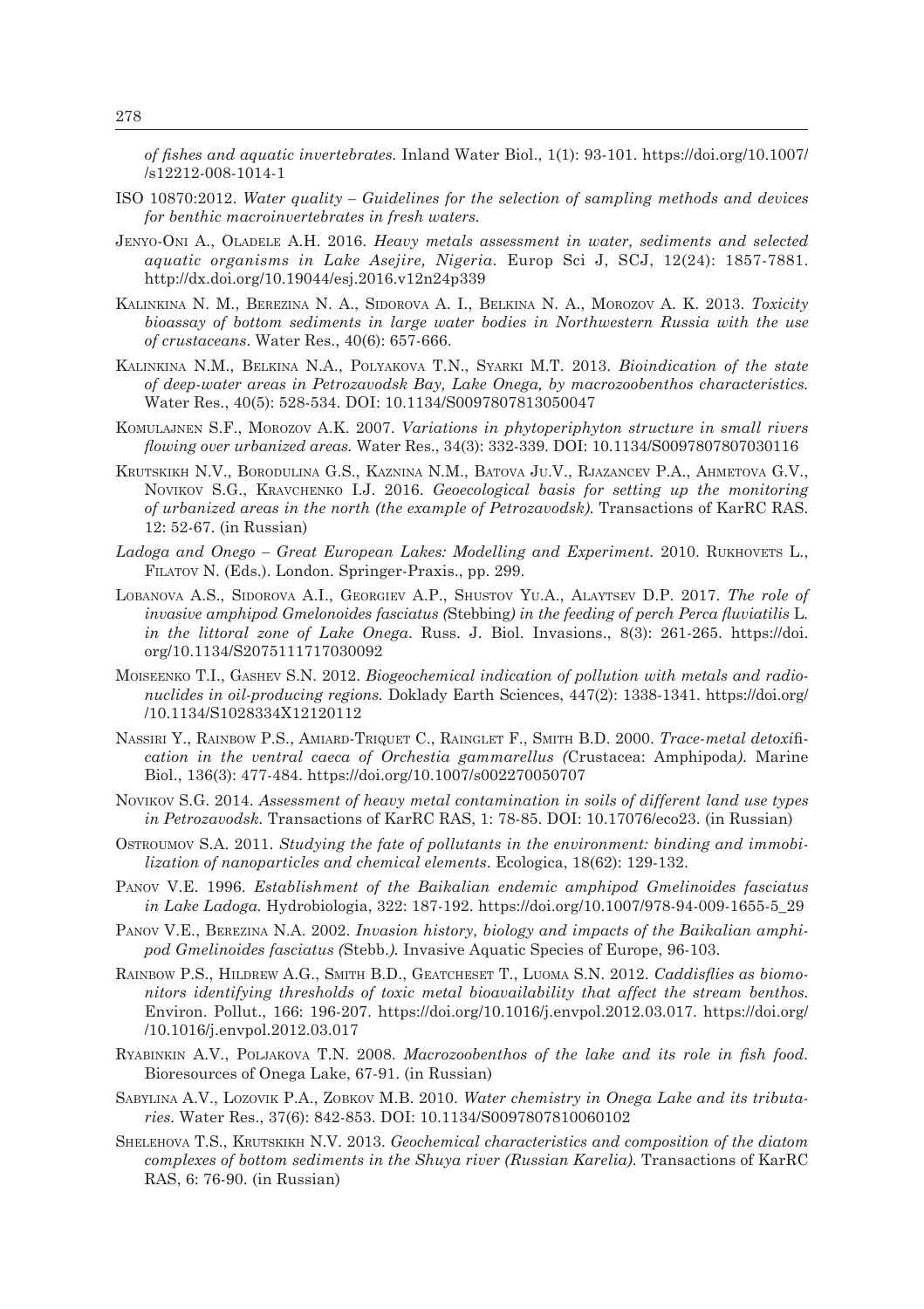*of fishes and aquatic invertebrates*. Inland Water Biol., 1(1): 93-101. https://doi.org/10.1007/s12212-008-1014-1

ISO 10870:2012. *Water quality – Guidelines for the selection of sampling methods and devices for benthic macroinvertebrates in fresh waters*.

Jenyo-Oni A., Oladele A.H. 2016. *Heavy metals assessment in water, sediments and selected aquatic organisms in Lake Asejire, Nigeria*. Europ Sci J, SCJ, 12(24): 1857-7881. http://dx.doi.org/10.19044/esj.2016.v12n24p339

Kalinkina N. M., Berezina N. A., Sidorova A. I., Belkina N. A., Morozov A. K. 2013. *Toxicity bioassay of bottom sediments in large water bodies in Northwestern Russia with the use of crustaceans*. Water Res., 40(6): 657-666.

Kalinkina N.M., Belkina N.A., Polyakova T.N., Syarki M.T. 2013. *Bioindication of the state of deep-water areas in Petrozavodsk Bay, Lake Onega, by macrozoobenthos characteristics*. Water Res., 40(5): 528-534. DOI: 10.1134/S0097807813050047

Komulajnen S.F., Morozov A.K. 2007. *Variations in phytoperiphyton structure in small rivers flowing over urbanized areas*. Water Res., 34(3): 332-339. DOI: 10.1134/S0097807807030116

Krutskikh N.V., Borodulina G.S., Kaznina N.M., Batova Ju.V., Rjazancev P.A., Ahmetova G.V., Novikov S.G., Kravchenko I.J. 2016. *Geoecological basis for setting up the monitoring of urbanized areas in the north (the example of Petrozavodsk)*. Transactions of KarRC RAS. 12: 52-67. (in Russian)

*Ladoga and Onego – Great European Lakes: Modelling and Experiment*. 2010. Rukhovets L., Filatov N. (Eds.). London. Springer-Praxis., pp. 299.

Lobanova A.S., Sidorova A.I., Georgiev A.P., Shustov Yu.A., Alaytsev D.P. 2017. *The role of invasive amphipod Gmelonoides fasciatus (*Stebbing*) in the feeding of perch Perca fluviatilis* L. *in the littoral zone of Lake Onega*. Russ. J. Biol. Invasions., 8(3): 261-265. https://doi.org/10.1134/S2075111717030092

Moiseenko T.I., Gashev S.N. 2012. *Biogeochemical indication of pollution with metals and radionuclides in oil-producing regions*. Doklady Earth Sciences, 447(2): 1338-1341. https://doi.org/10.1134/S1028334X12120112

Nassiri Y., Rainbow P.S., Amiard-Triquet C., Rainglet F., Smith B.D. 2000. *Trace-metal detoxification in the ventral caeca of Orchestia gammarellus (*Crustacea: Amphipoda*)*. Marine Biol., 136(3): 477-484. https://doi.org/10.1007/s002270050707

Novikov S.G. 2014. *Assessment of heavy metal contamination in soils of different land use types in Petrozavodsk*. Transactions of KarRC RAS, 1: 78-85. DOI: 10.17076/eco23. (in Russian)

Ostroumov S.A. 2011. *Studying the fate of pollutants in the environment: binding and immobilization of nanoparticles and chemical elements*. Ecologica, 18(62): 129-132.

Panov V.E. 1996. *Establishment of the Baikalian endemic amphipod Gmelinoides fasciatus in Lake Ladoga*. Hydrobiologia, 322: 187-192. https://doi.org/10.1007/978-94-009-1655-5_29

Panov V.E., Berezina N.A. 2002. *Invasion history, biology and impacts of the Baikalian amphipod Gmelinoides fasciatus (*Stebb.*)*. Invasive Aquatic Species of Europe, 96-103.

Rainbow P.S., Hildrew A.G., Smith B.D., Geatcheset T., Luoma S.N. 2012. *Caddisflies as biomonitors identifying thresholds of toxic metal bioavailability that affect the stream benthos*. Environ. Pollut., 166: 196-207. https://doi.org/10.1016/j.envpol.2012.03.017. https://doi.org/10.1016/j.envpol.2012.03.017

Ryabinkin A.V., Poljakova T.N. 2008. *Macrozoobenthos of the lake and its role in fish food*. Bioresources of Onega Lake, 67-91. (in Russian)

Sabylina A.V., Lozovik P.A., Zobkov M.B. 2010. *Water chemistry in Onega Lake and its tributaries*. Water Res., 37(6): 842-853. DOI: 10.1134/S0097807810060102

Shelehova T.S., Krutskikh N.V. 2013. *Geochemical characteristics and composition of the diatom complexes of bottom sediments in the Shuya river (Russian Karelia)*. Transactions of KarRC RAS, 6: 76-90. (in Russian)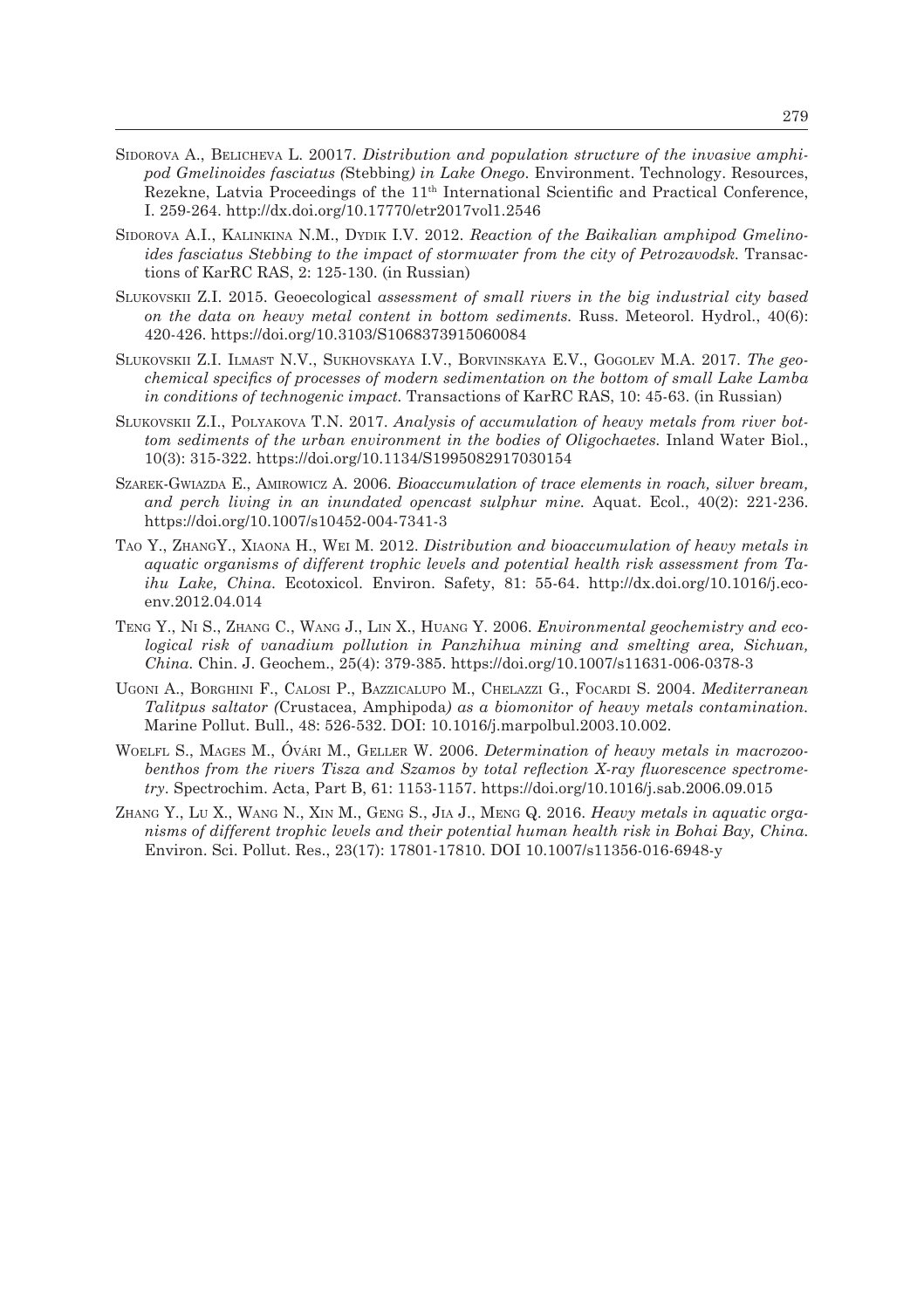Sidorova A., Belicheva L. 20017. *Distribution and population structure of the invasive amphipod Gmelinoides fasciatus (*Stebbing*) in Lake Onego.* Environment. Technology. Resources, Rezekne, Latvia Proceedings of the 11th International Scientific and Practical Conference, I. 259-264. http://dx.doi.org/10.17770/etr2017vol1.2546

Sidorova A.I., Kalinkina N.M., Dydik I.V. 2012. *Reaction of the Baikalian amphipod Gmelinoides fasciatus Stebbing to the impact of stormwater from the city of Petrozavodsk.* Transactions of KarRC RAS, 2: 125-130. (in Russian)

Slukovskii Z.I. 2015. Geoecological *assessment of small rivers in the big industrial city based on the data on heavy metal content in bottom sediments.* Russ. Meteorol. Hydrol., 40(6): 420-426. https://doi.org/10.3103/S1068373915060084

Slukovskii Z.I. Ilmast N.V., Sukhovskaya I.V., Borvinskaya E.V., Gogolev M.A. 2017. *The geochemical specifics of processes of modern sedimentation on the bottom of small Lake Lamba in conditions of technogenic impact.* Transactions of KarRC RAS, 10: 45-63. (in Russian)

Slukovskii Z.I., Polyakova T.N. 2017. *Analysis of accumulation of heavy metals from river bottom sediments of the urban environment in the bodies of Oligochaetes.* Inland Water Biol., 10(3): 315-322. https://doi.org/10.1134/S1995082917030154

Szarek-Gwiazda E., Amirowicz A. 2006. *Bioaccumulation of trace elements in roach, silver bream, and perch living in an inundated opencast sulphur mine.* Aquat. Ecol., 40(2): 221-236. https://doi.org/10.1007/s10452-004-7341-3

Tao Y., ZhangY., Xiaona H., Wei M. 2012. *Distribution and bioaccumulation of heavy metals in aquatic organisms of different trophic levels and potential health risk assessment from Taihu Lake, China.* Ecotoxicol. Environ. Safety, 81: 55-64. http://dx.doi.org/10.1016/j.ecoenv.2012.04.014

Teng Y., Ni S., Zhang C., Wang J., Lin X., Huang Y. 2006. *Environmental geochemistry and ecological risk of vanadium pollution in Panzhihua mining and smelting area, Sichuan, China.* Chin. J. Geochem., 25(4): 379-385. https://doi.org/10.1007/s11631-006-0378-3

Ugoni A., Borghini F., Calosi P., Bazzicalupo M., Chelazzi G., Focardi S. 2004. *Mediterranean Talitpus saltator (*Crustacea, Amphipoda*) as a biomonitor of heavy metals contamination.* Marine Pollut. Bull., 48: 526-532. DOI: 10.1016/j.marpolbul.2003.10.002.

Woelfl S., Mages M., Óvári M., Geller W. 2006. *Determination of heavy metals in macrozoobenthos from the rivers Tisza and Szamos by total reflection X-ray fluorescence spectrometry.* Spectrochim. Acta, Part B, 61: 1153-1157. https://doi.org/10.1016/j.sab.2006.09.015

Zhang Y., Lu X., Wang N., Xin M., Geng S., Jia J., Meng Q. 2016. *Heavy metals in aquatic organisms of different trophic levels and their potential human health risk in Bohai Bay, China.* Environ. Sci. Pollut. Res., 23(17): 17801-17810. DOI 10.1007/s11356-016-6948-y